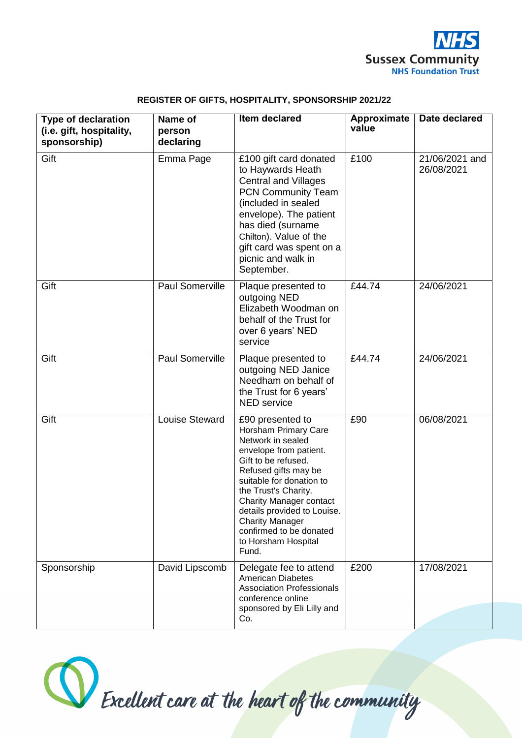**REGISTER OF GIFTS, HOSPITALITY, SPONSORSHIP 2021/22**

| Type of declaration (i.e. gift, hospitality, sponsorship) | Name of person declaring | Item declared | Approximate value | Date declared |
|---|---|---|---|---|
| Gift | Emma Page | £100 gift card donated to Haywards Heath Central and Villages PCN Community Team (included in sealed envelope). The patient has died (surname Chilton). Value of the gift card was spent on a picnic and walk in September. | £100 | 21/06/2021 and 26/08/2021 |
| Gift | Paul Somerville | Plaque presented to outgoing NED Elizabeth Woodman on behalf of the Trust for over 6 years' NED service | £44.74 | 24/06/2021 |
| Gift | Paul Somerville | Plaque presented to outgoing NED Janice Needham on behalf of the Trust for 6 years' NED service | £44.74 | 24/06/2021 |
| Gift | Louise Steward | £90 presented to Horsham Primary Care Network in sealed envelope from patient. Gift to be refused. Refused gifts may be suitable for donation to the Trust's Charity. Charity Manager contact details provided to Louise. Charity Manager confirmed to be donated to Horsham Hospital Fund. | £90 | 06/08/2021 |
| Sponsorship | David Lipscomb | Delegate fee to attend American Diabetes Association Professionals conference online sponsored by Eli Lilly and Co. | £200 | 17/08/2021 |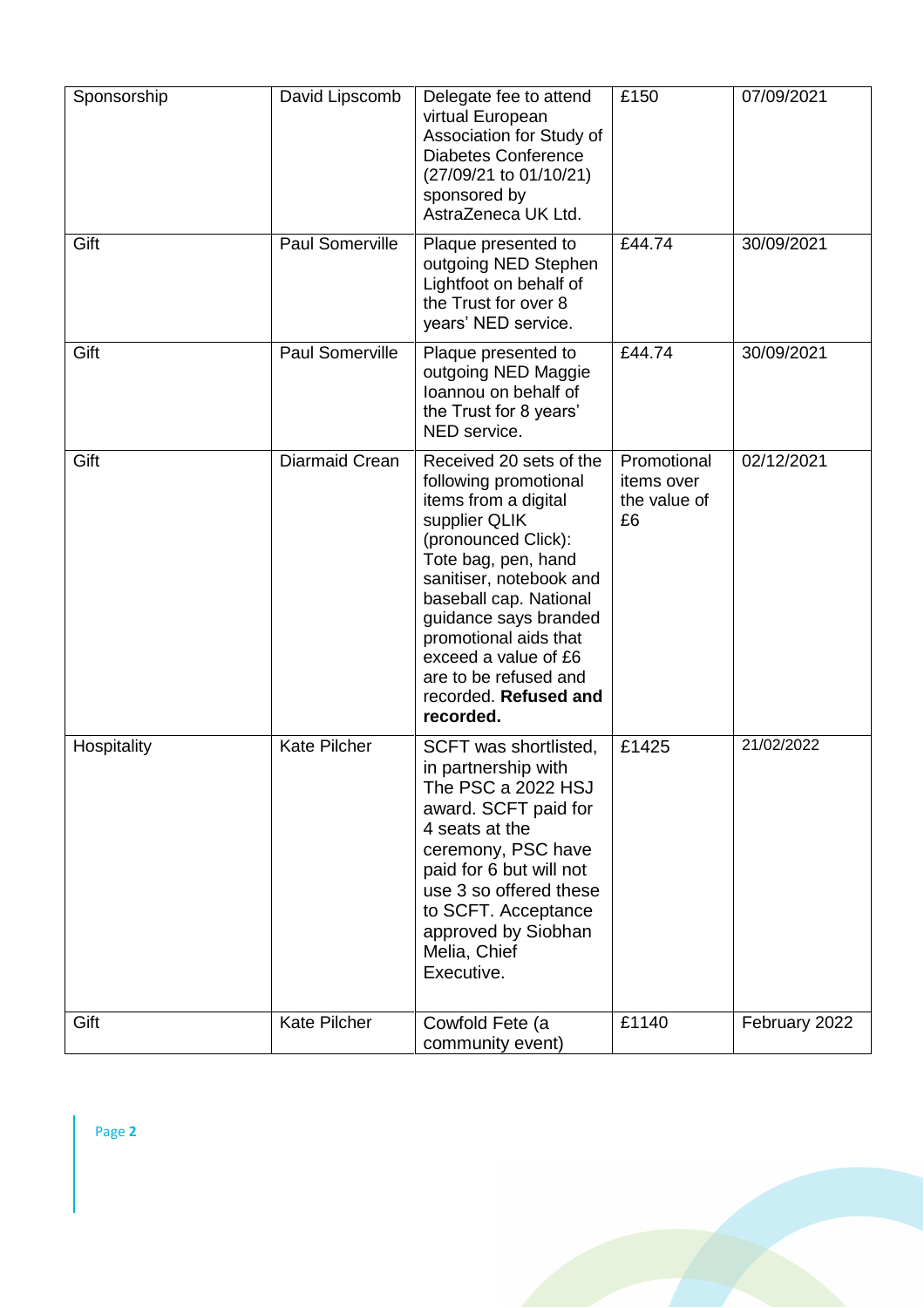| Sponsorship | David Lipscomb | Delegate fee to attend virtual European Association for Study of Diabetes Conference (27/09/21 to 01/10/21) sponsored by AstraZeneca UK Ltd. | £150 | 07/09/2021 |
|---|---|---|---|---|
| Gift | Paul Somerville | Plaque presented to outgoing NED Stephen Lightfoot on behalf of the Trust for over 8 years' NED service. | £44.74 | 30/09/2021 |
| Gift | Paul Somerville | Plaque presented to outgoing NED Maggie Ioannou on behalf of the Trust for 8 years' NED service. | £44.74 | 30/09/2021 |
| Gift | Diarmaid Crean | Received 20 sets of the following promotional items from a digital supplier QLIK (pronounced Click): Tote bag, pen, hand sanitiser, notebook and baseball cap. National guidance says branded promotional aids that exceed a value of £6 are to be refused and recorded. **Refused and recorded.** | Promotional items over the value of £6 | 02/12/2021 |
| Hospitality | Kate Pilcher | SCFT was shortlisted, in partnership with The PSC a 2022 HSJ award. SCFT paid for 4 seats at the ceremony, PSC have paid for 6 but will not use 3 so offered these to SCFT. Acceptance approved by Siobhan Melia, Chief Executive. | £1425 | 21/02/2022 |
| Gift | Kate Pilcher | Cowfold Fete (a community event) | £1140 | February 2022 |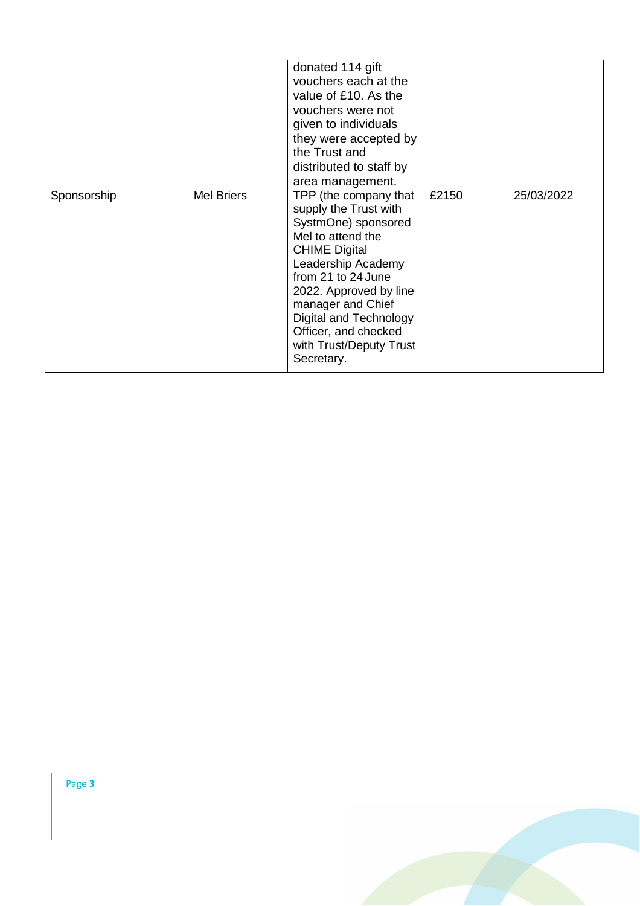| | | | | |
|---|---|---|---|---|
| | | donated 114 gift vouchers each at the value of £10. As the vouchers were not given to individuals they were accepted by the Trust and distributed to staff by area management. | | |
| Sponsorship | Mel Briers | TPP (the company that supply the Trust with SystmOne) sponsored Mel to attend the CHIME Digital Leadership Academy from 21 to 24 June 2022. Approved by line manager and Chief Digital and Technology Officer, and checked with Trust/Deputy Trust Secretary. | £2150 | 25/03/2022 |